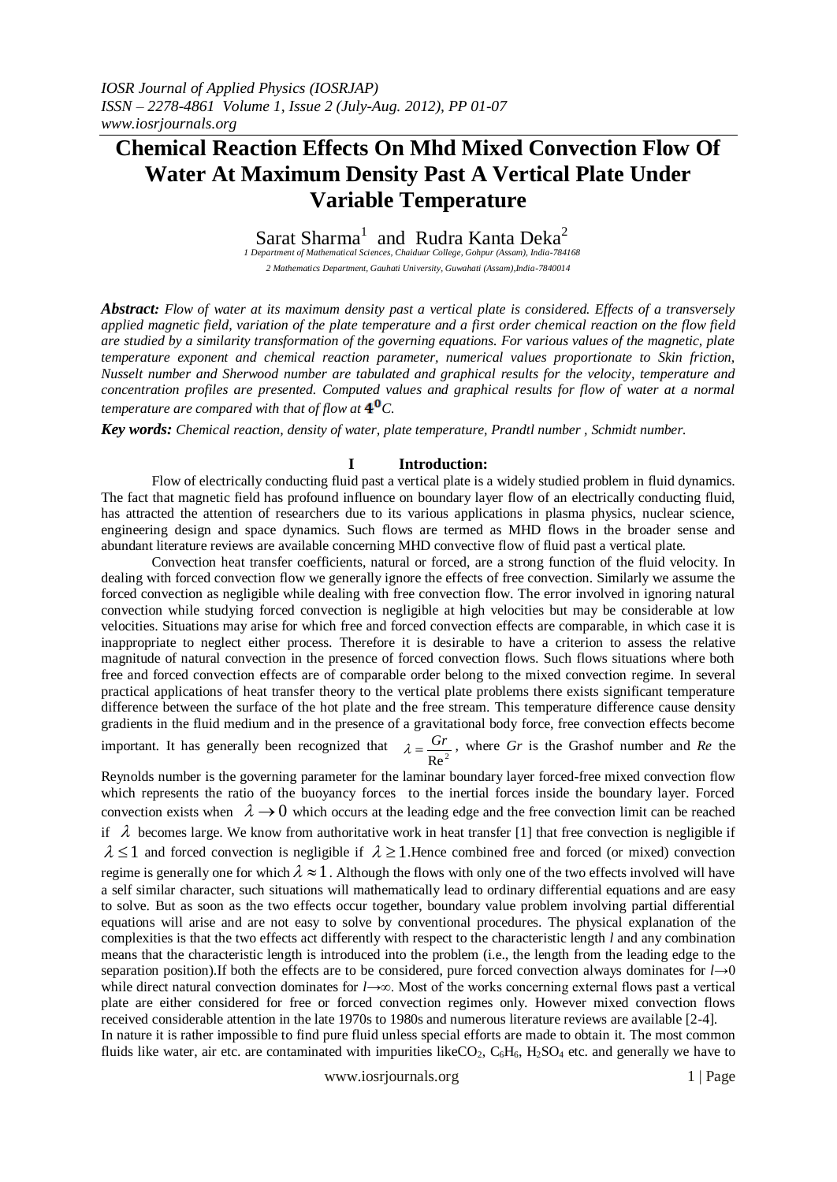*IOSR Journal of Applied Physics (IOSRJAP)*
*ISSN – 2278-4861 Volume 1, Issue 2 (July-Aug. 2012), PP 01-07*
*www.iosrjournals.org*

# Chemical Reaction Effects On Mhd Mixed Convection Flow Of Water At Maximum Density Past A Vertical Plate Under Variable Temperature

Sarat Sharma[1] and Rudra Kanta Deka[2]

*1 Department of Mathematical Sciences, Chaiduar College, Gohpur (Assam), India-784168*
*2 Mathematics Department, Gauhati University, Guwahati (Assam),India-7840014*

***Abstract:*** *Flow of water at its maximum density past a vertical plate is considered. Effects of a transversely applied magnetic field, variation of the plate temperature and a first order chemical reaction on the flow field are studied by a similarity transformation of the governing equations. For various values of the magnetic, plate temperature exponent and chemical reaction parameter, numerical values proportionate to Skin friction, Nusselt number and Sherwood number are tabulated and graphical results for the velocity, temperature and concentration profiles are presented. Computed values and graphical results for flow of water at a normal temperature are compared with that of flow at* $4^0$*C.*

***Key words:*** *Chemical reaction, density of water, plate temperature, Prandtl number , Schmidt number.*

## I Introduction:

Flow of electrically conducting fluid past a vertical plate is a widely studied problem in fluid dynamics. The fact that magnetic field has profound influence on boundary layer flow of an electrically conducting fluid, has attracted the attention of researchers due to its various applications in plasma physics, nuclear science, engineering design and space dynamics. Such flows are termed as MHD flows in the broader sense and abundant literature reviews are available concerning MHD convective flow of fluid past a vertical plate.

Convection heat transfer coefficients, natural or forced, are a strong function of the fluid velocity. In dealing with forced convection flow we generally ignore the effects of free convection. Similarly we assume the forced convection as negligible while dealing with free convection flow. The error involved in ignoring natural convection while studying forced convection is negligible at high velocities but may be considerable at low velocities. Situations may arise for which free and forced convection effects are comparable, in which case it is inappropriate to neglect either process. Therefore it is desirable to have a criterion to assess the relative magnitude of natural convection in the presence of forced convection flows. Such flows situations where both free and forced convection effects are of comparable order belong to the mixed convection regime. In several practical applications of heat transfer theory to the vertical plate problems there exists significant temperature difference between the surface of the hot plate and the free stream. This temperature difference cause density gradients in the fluid medium and in the presence of a gravitational body force, free convection effects become important. It has generally been recognized that $\lambda = \frac{Gr}{\text{Re}^2}$, where *Gr* is the Grashof number and *Re* the Reynolds number is the governing parameter for the laminar boundary layer forced-free mixed convection flow which represents the ratio of the buoyancy forces to the inertial forces inside the boundary layer. Forced convection exists when $\lambda \to 0$ which occurs at the leading edge and the free convection limit can be reached if $\lambda$ becomes large. We know from authoritative work in heat transfer [1] that free convection is negligible if $\lambda \leq 1$ and forced convection is negligible if $\lambda \geq 1$.Hence combined free and forced (or mixed) convection regime is generally one for which $\lambda \approx 1$. Although the flows with only one of the two effects involved will have a self similar character, such situations will mathematically lead to ordinary differential equations and are easy to solve. But as soon as the two effects occur together, boundary value problem involving partial differential equations will arise and are not easy to solve by conventional procedures. The physical explanation of the complexities is that the two effects act differently with respect to the characteristic length *l* and any combination means that the characteristic length is introduced into the problem (i.e., the length from the leading edge to the separation position).If both the effects are to be considered, pure forced convection always dominates for $l \to 0$ while direct natural convection dominates for $l \to \infty$. Most of the works concerning external flows past a vertical plate are either considered for free or forced convection regimes only. However mixed convection flows received considerable attention in the late 1970s to 1980s and numerous literature reviews are available [2-4].

In nature it is rather impossible to find pure fluid unless special efforts are made to obtain it. The most common fluids like water, air etc. are contaminated with impurities like$CO_2$, $C_6H_6$, $H_2SO_4$ etc. and generally we have to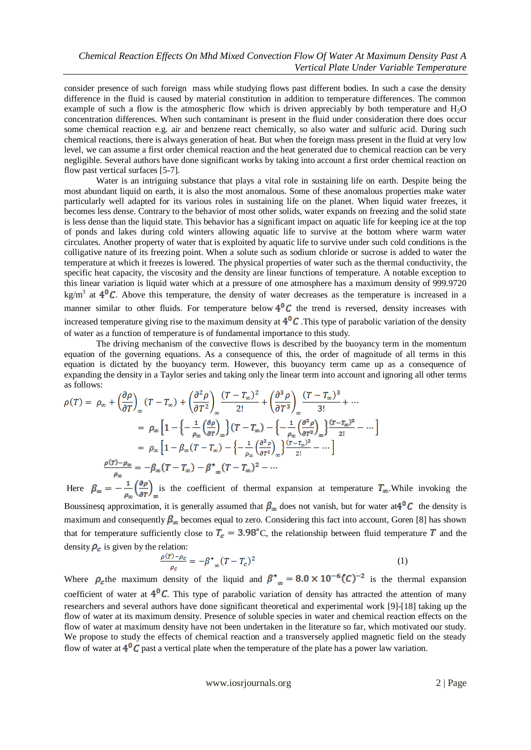consider presence of such foreign mass while studying flows past different bodies. In such a case the density difference in the fluid is caused by material constitution in addition to temperature differences. The common example of such a flow is the atmospheric flow which is driven appreciably by both temperature and $H_2O$ concentration differences. When such contaminant is present in the fluid under consideration there does occur some chemical reaction e.g. air and benzene react chemically, so also water and sulfuric acid. During such chemical reactions, there is always generation of heat. But when the foreign mass present in the fluid at very low level, we can assume a first order chemical reaction and the heat generated due to chemical reaction can be very negligible. Several authors have done significant works by taking into account a first order chemical reaction on flow past vertical surfaces [5-7].

Water is an intriguing substance that plays a vital role in sustaining life on earth. Despite being the most abundant liquid on earth, it is also the most anomalous. Some of these anomalous properties make water particularly well adapted for its various roles in sustaining life on the planet. When liquid water freezes, it becomes less dense. Contrary to the behavior of most other solids, water expands on freezing and the solid state is less dense than the liquid state. This behavior has a significant impact on aquatic life for keeping ice at the top of ponds and lakes during cold winters allowing aquatic life to survive at the bottom where warm water circulates. Another property of water that is exploited by aquatic life to survive under such cold conditions is the colligative nature of its freezing point. When a solute such as sodium chloride or sucrose is added to water the temperature at which it freezes is lowered. The physical properties of water such as the thermal conductivity, the specific heat capacity, the viscosity and the density are linear functions of temperature. A notable exception to this linear variation is liquid water which at a pressure of one atmosphere has a maximum density of 999.9720 kg/m$^3$ at $4^0C$. Above this temperature, the density of water decreases as the temperature is increased in a manner similar to other fluids. For temperature below $4^0C$ the trend is reversed, density increases with increased temperature giving rise to the maximum density at $4^0C$ .This type of parabolic variation of the density of water as a function of temperature is of fundamental importance to this study.

The driving mechanism of the convective flows is described by the buoyancy term in the momentum equation of the governing equations. As a consequence of this, the order of magnitude of all terms in this equation is dictated by the buoyancy term. However, this buoyancy term came up as a consequence of expanding the density in a Taylor series and taking only the linear term into account and ignoring all other terms as follows:

$$\rho(T) = \rho_\infty + \left(\frac{\partial \rho}{\partial T}\right)_\infty (T - T_\infty) + \left(\frac{\partial^2 \rho}{\partial T^2}\right)_\infty \frac{(T-T_\infty)^2}{2!} + \left(\frac{\partial^3 \rho}{\partial T^3}\right)_\infty \frac{(T-T_\infty)^3}{3!} + \cdots$$

$$= \rho_\infty \left[1 - \left\{-\frac{1}{\rho_\infty}\left(\frac{\partial \rho}{\partial T}\right)_\infty\right\}(T - T_\infty) - \left\{-\frac{1}{\rho_\infty}\left(\frac{\partial^2 \rho}{\partial T^2}\right)_\infty\right\}\frac{(T-T_\infty)^2}{2!} - \cdots\right]$$

$$= \rho_\infty \left[1 - \beta_\infty (T - T_\infty) - \left\{-\frac{1}{\rho_\infty}\left(\frac{\partial^2 \rho}{\partial T^2}\right)_\infty\right\}\frac{(T-T_\infty)^2}{2!} - \cdots\right]$$

$$\frac{\rho(T) - \rho_\infty}{\rho_\infty} = -\beta_\infty (T - T_\infty) - \beta^*{}_\infty (T - T_\infty)^2 - \cdots$$

Here $\beta_\infty = -\frac{1}{\rho_\infty}\left(\frac{\partial \rho}{\partial T}\right)_\infty$ is the coefficient of thermal expansion at temperature $T_\infty$.While invoking the Boussinesq approximation, it is generally assumed that $\beta_\infty$ does not vanish, but for water at$4^0C$ the density is maximum and consequently $\beta_\infty$ becomes equal to zero. Considering this fact into account, Goren [8] has shown that for temperature sufficiently close to $T_c = 3.98^\circ$C, the relationship between fluid temperature $T$ and the density $\rho_c$ is given by the relation:

$$\frac{\rho(T) - \rho_c}{\rho_c} = -\beta^*{}_\infty (T - T_c)^2 \tag{1}$$

Where $\rho_c$the maximum density of the liquid and $\beta^*{}_\infty = 8.0 \times 10^{-6}(C)^{-2}$ is the thermal expansion coefficient of water at $4^0C$. This type of parabolic variation of density has attracted the attention of many researchers and several authors have done significant theoretical and experimental work [9]-[18] taking up the flow of water at its maximum density. Presence of soluble species in water and chemical reaction effects on the flow of water at maximum density have not been undertaken in the literature so far, which motivated our study. We propose to study the effects of chemical reaction and a transversely applied magnetic field on the steady flow of water at $4^0C$ past a vertical plate when the temperature of the plate has a power law variation.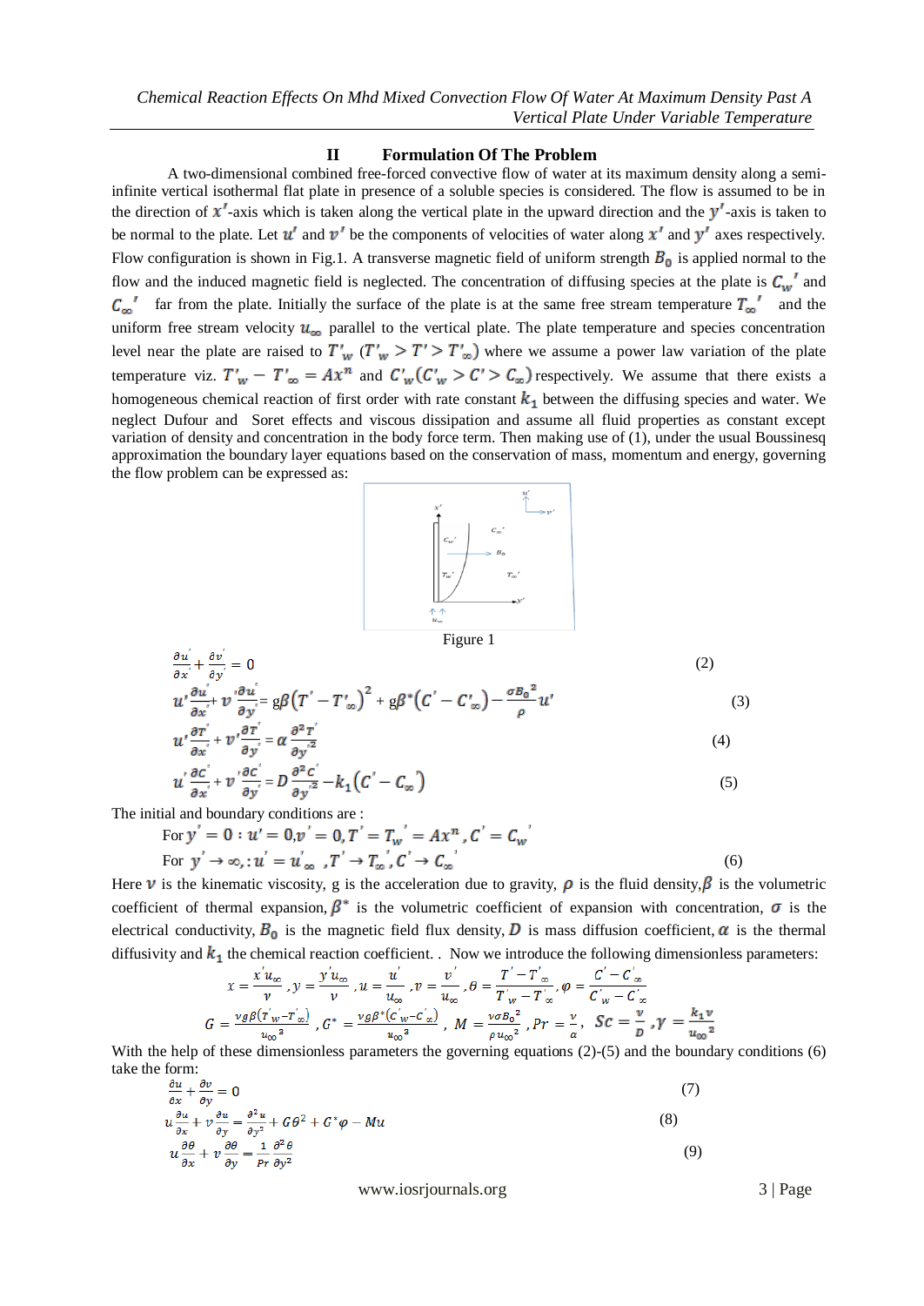## II Formulation Of The Problem

A two-dimensional combined free-forced convective flow of water at its maximum density along a semi-infinite vertical isothermal flat plate in presence of a soluble species is considered. The flow is assumed to be in the direction of $x'$-axis which is taken along the vertical plate in the upward direction and the $y'$-axis is taken to be normal to the plate. Let $u'$ and $v'$ be the components of velocities of water along $x'$ and $y'$ axes respectively. Flow configuration is shown in Fig.1. A transverse magnetic field of uniform strength $B_0$ is applied normal to the flow and the induced magnetic field is neglected. The concentration of diffusing species at the plate is $C_w{}'$ and $C_\infty{}'$ far from the plate. Initially the surface of the plate is at the same free stream temperature $T_\infty{}'$ and the uniform free stream velocity $u_\infty$ parallel to the vertical plate. The plate temperature and species concentration level near the plate are raised to $T'_w$ $(T'_w > T' > T'_\infty)$ where we assume a power law variation of the plate temperature viz. $T'_w - T'_\infty = Ax^n$ and $C'_w(C'_w > C' > C_\infty)$ respectively. We assume that there exists a homogeneous chemical reaction of first order with rate constant $k_1$ between the diffusing species and water. We neglect Dufour and Soret effects and viscous dissipation and assume all fluid properties as constant except variation of density and concentration in the body force term. Then making use of (1), under the usual Boussinesq approximation the boundary layer equations based on the conservation of mass, momentum and energy, governing the flow problem can be expressed as:

Figure 1

$$\frac{\partial u'}{\partial x'} + \frac{\partial v'}{\partial y'} = 0 \tag{2}$$

$$u'\frac{\partial u'}{\partial x'} + v'\frac{\partial u'}{\partial y'} = g\beta\left(T' - T'_\infty\right)^2 + g\beta^*\left(C' - C'_\infty\right) - \frac{\sigma B_0{}^2}{\rho}u' \tag{3}$$

$$u'\frac{\partial T'}{\partial x'} + v'\frac{\partial T'}{\partial y'} = \alpha\frac{\partial^2 T'}{\partial y'^2} \tag{4}$$

$$u'\frac{\partial C'}{\partial x'} + v'\frac{\partial C'}{\partial y'} = D\frac{\partial^2 C'}{\partial y'^2} - k_1\left(C' - C_\infty'\right) \tag{5}$$

The initial and boundary conditions are :

$$\text{For } y' = 0 : u' = 0, v' = 0, T' = T_w' = Ax^n, C' = C_w'$$

$$\text{For } y' \to \infty, : u' = u'_\infty, T' \to T_\infty', C' \to C_\infty' \tag{6}$$

Here $\nu$ is the kinematic viscosity, g is the acceleration due to gravity, $\rho$ is the fluid density, $\beta$ is the volumetric coefficient of thermal expansion, $\beta^*$ is the volumetric coefficient of expansion with concentration, $\sigma$ is the electrical conductivity, $B_0$ is the magnetic field flux density, $D$ is mass diffusion coefficient, $\alpha$ is the thermal diffusivity and $k_1$ the chemical reaction coefficient. . Now we introduce the following dimensionless parameters:

$$x = \frac{x' u_\infty}{\nu}, y = \frac{y' u_\infty}{\nu}, u = \frac{u'}{u_\infty}, v = \frac{v'}{u_\infty}, \theta = \frac{T' - T'_\infty}{T'_w - T'_\infty}, \varphi = \frac{C' - C'_\infty}{C'_w - C'_\infty}$$

$$G = \frac{\nu g\beta\left(T'_w - T'_\infty\right)}{u_\infty{}^3}, G^* = \frac{\nu g\beta^*\left(C'_w - C'_\infty\right)}{u_\infty{}^3}, M = \frac{\nu\sigma B_0{}^2}{\rho u_\infty{}^2}, Pr = \frac{\nu}{\alpha}, Sc = \frac{\nu}{D}, \gamma = \frac{k_1\nu}{u_\infty{}^2}$$

With the help of these dimensionless parameters the governing equations (2)-(5) and the boundary conditions (6) take the form:

$$\frac{\partial u}{\partial x} + \frac{\partial v}{\partial y} = 0 \tag{7}$$

$$u\frac{\partial u}{\partial x} + v\frac{\partial u}{\partial y} = \frac{\partial^2 u}{\partial y^2} + G\theta^2 + G^*\varphi - Mu \tag{8}$$

$$u\frac{\partial \theta}{\partial x} + v\frac{\partial \theta}{\partial y} = \frac{1}{Pr}\frac{\partial^2 \theta}{\partial y^2} \tag{9}$$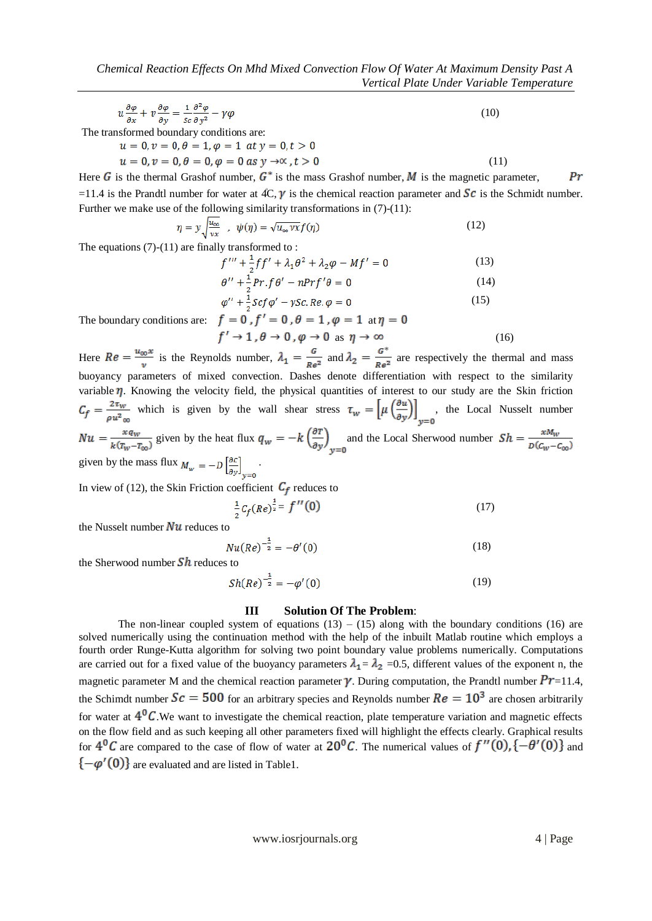$$u\frac{\partial \varphi}{\partial x} + v\frac{\partial \varphi}{\partial y} = \frac{1}{Sc}\frac{\partial^2 \varphi}{\partial y^2} - \gamma\varphi \tag{10}$$

The transformed boundary conditions are:

$$u = 0, v = 0, \theta = 1, \varphi = 1 \ at\ y = 0, t > 0$$

$$u = 0, v = 0, \theta = 0, \varphi = 0 \ as\ y \to \propto, t > 0 \tag{11}$$

Here $G$ is the thermal Grashof number, $G^*$ is the mass Grashof number, $M$ is the magnetic parameter, $Pr$ =11.4 is the Prandtl number for water at 4C, $\gamma$ is the chemical reaction parameter and $Sc$ is the Schmidt number. Further we make use of the following similarity transformations in (7)-(11):

$$\eta = y\sqrt{\frac{u_\infty}{\nu x}} \ , \ \psi(\eta) = \sqrt{u_\infty \nu x} f(\eta) \tag{12}$$

The equations (7)-(11) are finally transformed to :

$$f''' + \frac{1}{2}ff' + \lambda_1\theta^2 + \lambda_2\varphi - Mf' = 0 \tag{13}$$

$$\theta'' + \frac{1}{2}Pr.f\theta' - nPrf'\theta = 0 \tag{14}$$

$$\varphi'' + \frac{1}{2}Scf\varphi' - \gamma Sc.Re.\varphi = 0 \tag{15}$$

The boundary conditions are: $f = 0, f' = 0, \theta = 1, \varphi = 1$ at $\eta = 0$

$$f' \to 1, \theta \to 0, \varphi \to 0 \ \text{as} \ \eta \to \infty \tag{16}$$

Here $Re = \frac{u_\infty x}{\nu}$ is the Reynolds number, $\lambda_1 = \frac{G}{Re^2}$ and $\lambda_2 = \frac{G^*}{Re^2}$ are respectively the thermal and mass buoyancy parameters of mixed convection. Dashes denote differentiation with respect to the similarity variable $\eta$. Knowing the velocity field, the physical quantities of interest to our study are the Skin friction $C_f = \frac{2\tau_w}{\rho u^2_\infty}$ which is given by the wall shear stress $\tau_w = \left[\mu\left(\frac{\partial u}{\partial y}\right)\right]_{y=0}$, the Local Nusselt number $Nu = \frac{xq_w}{k(T_w - T_\infty)}$ given by the heat flux $q_w = -k\left(\frac{\partial T}{\partial y}\right)_{y=0}$ and the Local Sherwood number $Sh = \frac{xM_w}{D(C_w - C_\infty)}$ given by the mass flux $M_w = -D\left[\frac{\partial C}{\partial y}\right]_{y=0}$.

In view of (12), the Skin Friction coefficient $C_f$ reduces to

$$\frac{1}{2}C_f(Re)^{\frac{1}{2}} = f''(0) \tag{17}$$

the Nusselt number $Nu$ reduces to

$$Nu(Re)^{-\frac{1}{2}} = -\theta'(0) \tag{18}$$

the Sherwood number $Sh$ reduces to

$$Sh(Re)^{-\frac{1}{2}} = -\varphi'(0) \tag{19}$$

## III Solution Of The Problem:

The non-linear coupled system of equations (13) – (15) along with the boundary conditions (16) are solved numerically using the continuation method with the help of the inbuilt Matlab routine which employs a fourth order Runge-Kutta algorithm for solving two point boundary value problems numerically. Computations are carried out for a fixed value of the buoyancy parameters $\lambda_1 = \lambda_2$ =0.5, different values of the exponent n, the magnetic parameter M and the chemical reaction parameter $\gamma$. During computation, the Prandtl number $Pr$=11.4, the Schimdt number $Sc = 500$ for an arbitrary species and Reynolds number $Re = 10^3$ are chosen arbitrarily for water at $4^0C$.We want to investigate the chemical reaction, plate temperature variation and magnetic effects on the flow field and as such keeping all other parameters fixed will highlight the effects clearly. Graphical results for $4^0C$ are compared to the case of flow of water at $20^0C$. The numerical values of $f''(0), \{-\theta'(0)\}$ and $\{-\varphi'(0)\}$ are evaluated and are listed in Table1.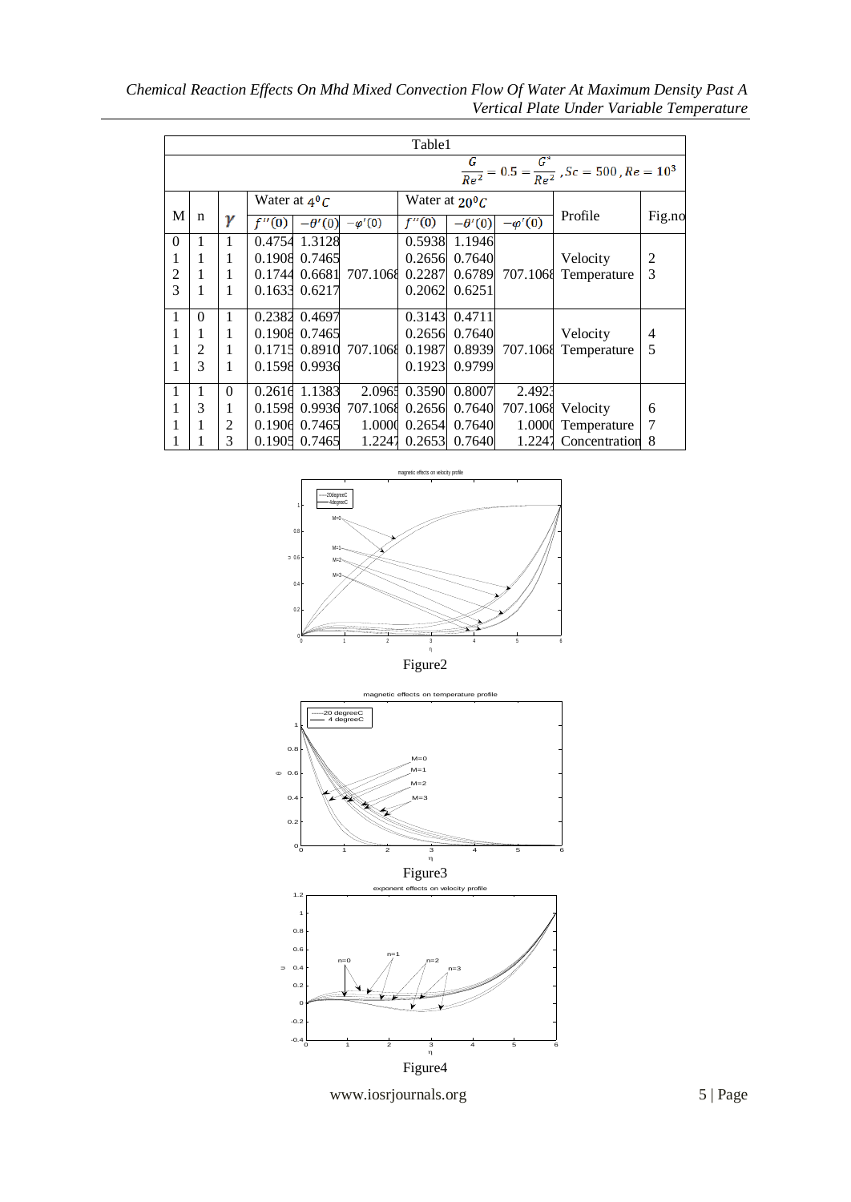| Table1 | | | | | | | | | | | |
|---|---|---|---|---|---|---|---|---|---|---|---|
| $\frac{G}{Re^2} = 0.5 = \frac{G^*}{Re^2}$, $Sc = 500$, $Re = 10^3$ | | | | | | | | | | | |
| M | n | $\gamma$ | Water at $4^0C$ | | | Water at $20^0C$ | | | Profile | Fig.no |
| | | | $f''(0)$ | $-\theta'(0)$ | $-\varphi'(0)$ | $f''(0)$ | $-\theta'(0)$ | $-\varphi'(0)$ | | |
| 0 | 1 | 1 | 0.4754 | 1.3128 | | 0.5938 | 1.1946 | | | |
| 1 | 1 | 1 | 0.1908 | 0.7465 | | 0.2656 | 0.7640 | | Velocity | 2 |
| 2 | 1 | 1 | 0.1744 | 0.6681 | 707.1068 | 0.2287 | 0.6789 | 707.1068 | Temperature | 3 |
| 3 | 1 | 1 | 0.1633 | 0.6217 | | 0.2062 | 0.6251 | | | |
| 1 | 0 | 1 | 0.2382 | 0.4697 | | 0.3143 | 0.4711 | | | |
| 1 | 1 | 1 | 0.1908 | 0.7465 | | 0.2656 | 0.7640 | | Velocity | 4 |
| 1 | 2 | 1 | 0.1715 | 0.8910 | 707.1068 | 0.1987 | 0.8939 | 707.1068 | Temperature | 5 |
| 1 | 3 | 1 | 0.1598 | 0.9936 | | 0.1923 | 0.9799 | | | |
| 1 | 1 | 0 | 0.2616 | 1.1383 | 2.0965 | 0.3590 | 0.8007 | 2.4923 | | |
| 1 | 3 | 1 | 0.1598 | 0.9936 | 707.1068 | 0.2656 | 0.7640 | 707.1068 | Velocity | 6 |
| 1 | 1 | 2 | 0.1906 | 0.7465 | 1.0000 | 0.2654 | 0.7640 | 1.0000 | Temperature | 7 |
| 1 | 1 | 3 | 0.1905 | 0.7465 | 1.2247 | 0.2653 | 0.7640 | 1.2247 | Concentration | 8 |

Figure2

Figure3

Figure4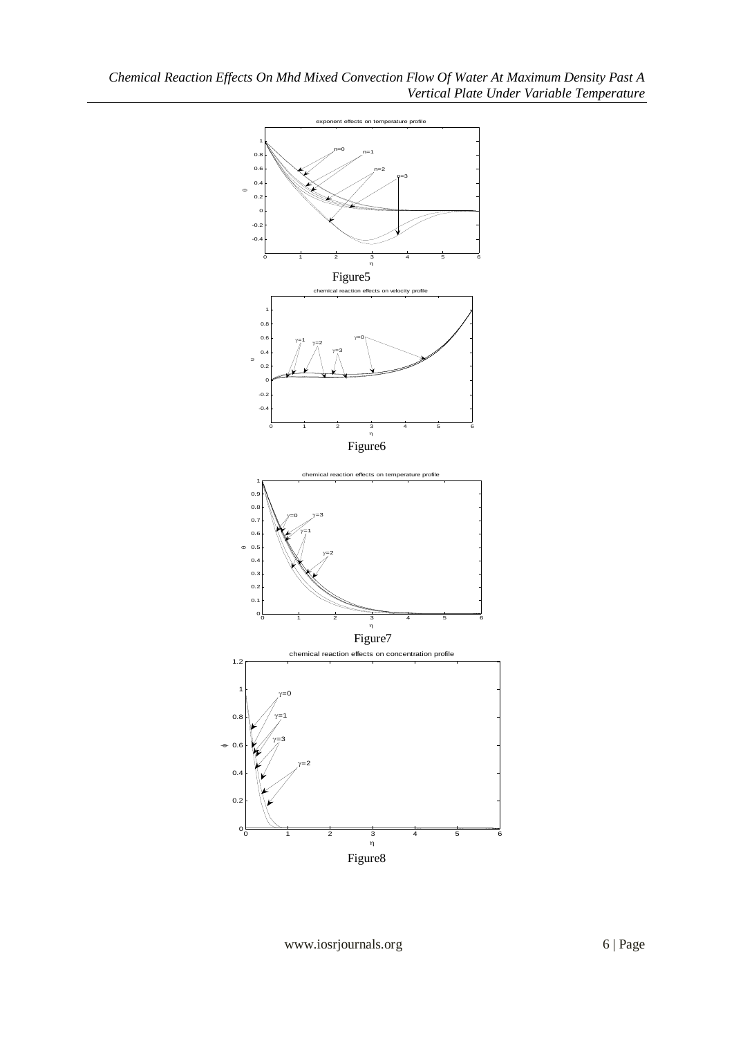exponent effects on temperature profile

Figure5

chemical reaction effects on velocity profile

Figure6

chemical reaction effects on temperature profile

Figure7

chemical reaction effects on concentration profile

Figure8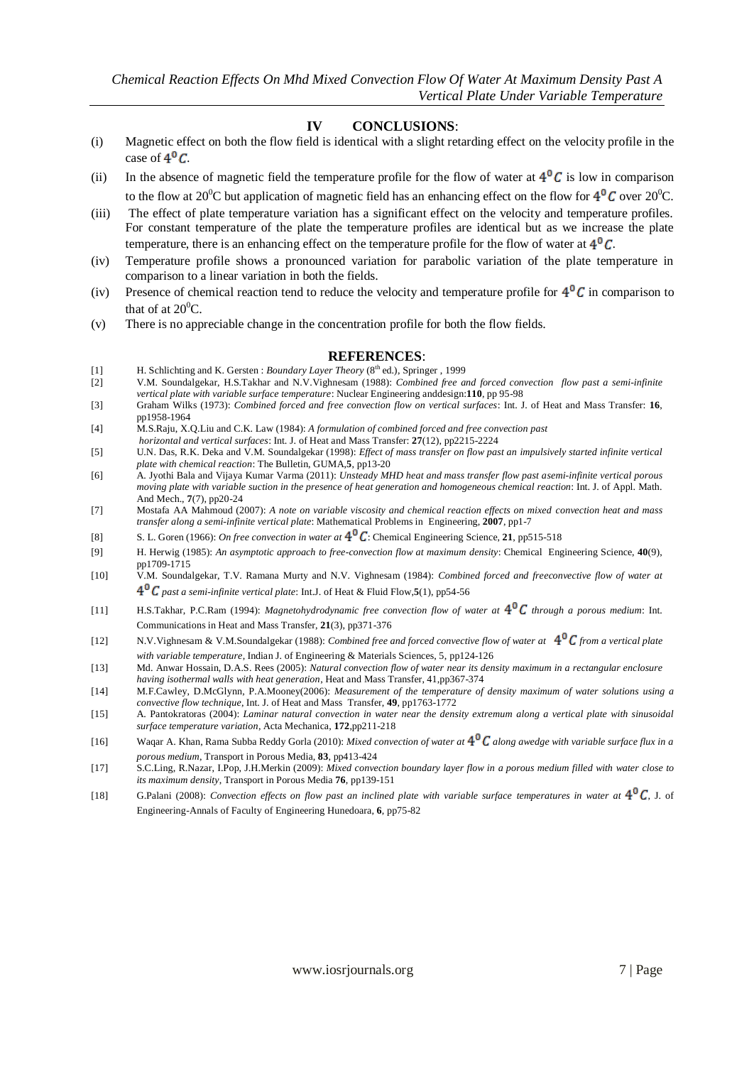## IV CONCLUSIONS:

(i) Magnetic effect on both the flow field is identical with a slight retarding effect on the velocity profile in the case of $4^0 C$.

(ii) In the absence of magnetic field the temperature profile for the flow of water at $4^0 C$ is low in comparison to the flow at $20^0$C but application of magnetic field has an enhancing effect on the flow for $4^0 C$ over $20^0$C.

(iii) The effect of plate temperature variation has a significant effect on the velocity and temperature profiles. For constant temperature of the plate the temperature profiles are identical but as we increase the plate temperature, there is an enhancing effect on the temperature profile for the flow of water at $4^0 C$.

(iv) Temperature profile shows a pronounced variation for parabolic variation of the plate temperature in comparison to a linear variation in both the fields.

(iv) Presence of chemical reaction tend to reduce the velocity and temperature profile for $4^0 C$ in comparison to that of at $20^0$C.

(v) There is no appreciable change in the concentration profile for both the flow fields.

## REFERENCES:

[1] H. Schlichting and K. Gersten : *Boundary Layer Theory* (8th ed.), Springer , 1999

[2] V.M. Soundalgekar, H.S.Takhar and N.V.Vighnesam (1988): *Combined free and forced convection flow past a semi-infinite vertical plate with variable surface temperature*: Nuclear Engineering anddesign:**110**, pp 95-98

[3] Graham Wilks (1973): *Combined forced and free convection flow on vertical surfaces*: Int. J. of Heat and Mass Transfer: **16**, pp1958-1964

[4] M.S.Raju, X.Q.Liu and C.K. Law (1984): *A formulation of combined forced and free convection past horizontal and vertical surfaces*: Int. J. of Heat and Mass Transfer: **27**(12), pp2215-2224

[5] U.N. Das, R.K. Deka and V.M. Soundalgekar (1998): *Effect of mass transfer on flow past an impulsively started infinite vertical plate with chemical reaction*: The Bulletin, GUMA,**5**, pp13-20

[6] A. Jyothi Bala and Vijaya Kumar Varma (2011): *Unsteady MHD heat and mass transfer flow past asemi-infinite vertical porous moving plate with variable suction in the presence of heat generation and homogeneous chemical reaction*: Int. J. of Appl. Math. And Mech., **7**(7), pp20-24

[7] Mostafa AA Mahmoud (2007): *A note on variable viscosity and chemical reaction effects on mixed convection heat and mass transfer along a semi-infinite vertical plate*: Mathematical Problems in Engineering, **2007**, pp1-7

[8] S. L. Goren (1966): *On free convection in water at $4^0 C$*: Chemical Engineering Science, **21**, pp515-518

[9] H. Herwig (1985): *An asymptotic approach to free-convection flow at maximum density*: Chemical Engineering Science, **40**(9), pp1709-1715

[10] V.M. Soundalgekar, T.V. Ramana Murty and N.V. Vighnesam (1984): *Combined forced and freeconvective flow of water at $4^0 C$ past a semi-infinite vertical plate*: Int.J. of Heat & Fluid Flow,**5**(1), pp54-56

[11] H.S.Takhar, P.C.Ram (1994): *Magnetohydrodynamic free convection flow of water at $4^0 C$ through a porous medium*: Int. Communications in Heat and Mass Transfer, **21**(3), pp371-376

[12] N.V.Vighnesam & V.M.Soundalgekar (1988): *Combined free and forced convective flow of water at $4^0 C$ from a vertical plate with variable temperature*, Indian J. of Engineering & Materials Sciences, 5, pp124-126

[13] Md. Anwar Hossain, D.A.S. Rees (2005): *Natural convection flow of water near its density maximum in a rectangular enclosure having isothermal walls with heat generation*, Heat and Mass Transfer, 41,pp367-374

[14] M.F.Cawley, D.McGlynn, P.A.Mooney(2006): *Measurement of the temperature of density maximum of water solutions using a convective flow technique*, Int. J. of Heat and Mass Transfer, **49**, pp1763-1772

[15] A. Pantokratoras (2004): *Laminar natural convection in water near the density extremum along a vertical plate with sinusoidal surface temperature variation*, Acta Mechanica, **172**,pp211-218

[16] Waqar A. Khan, Rama Subba Reddy Gorla (2010): *Mixed convection of water at $4^0 C$ along awedge with variable surface flux in a porous medium*, Transport in Porous Media, **83**, pp413-424

[17] S.C.Ling, R.Nazar, I.Pop, J.H.Merkin (2009): *Mixed convection boundary layer flow in a porous medium filled with water close to its maximum density*, Transport in Porous Media **76**, pp139-151

[18] G.Palani (2008): *Convection effects on flow past an inclined plate with variable surface temperatures in water at $4^0 C$*, J. of Engineering-Annals of Faculty of Engineering Hunedoara, **6**, pp75-82